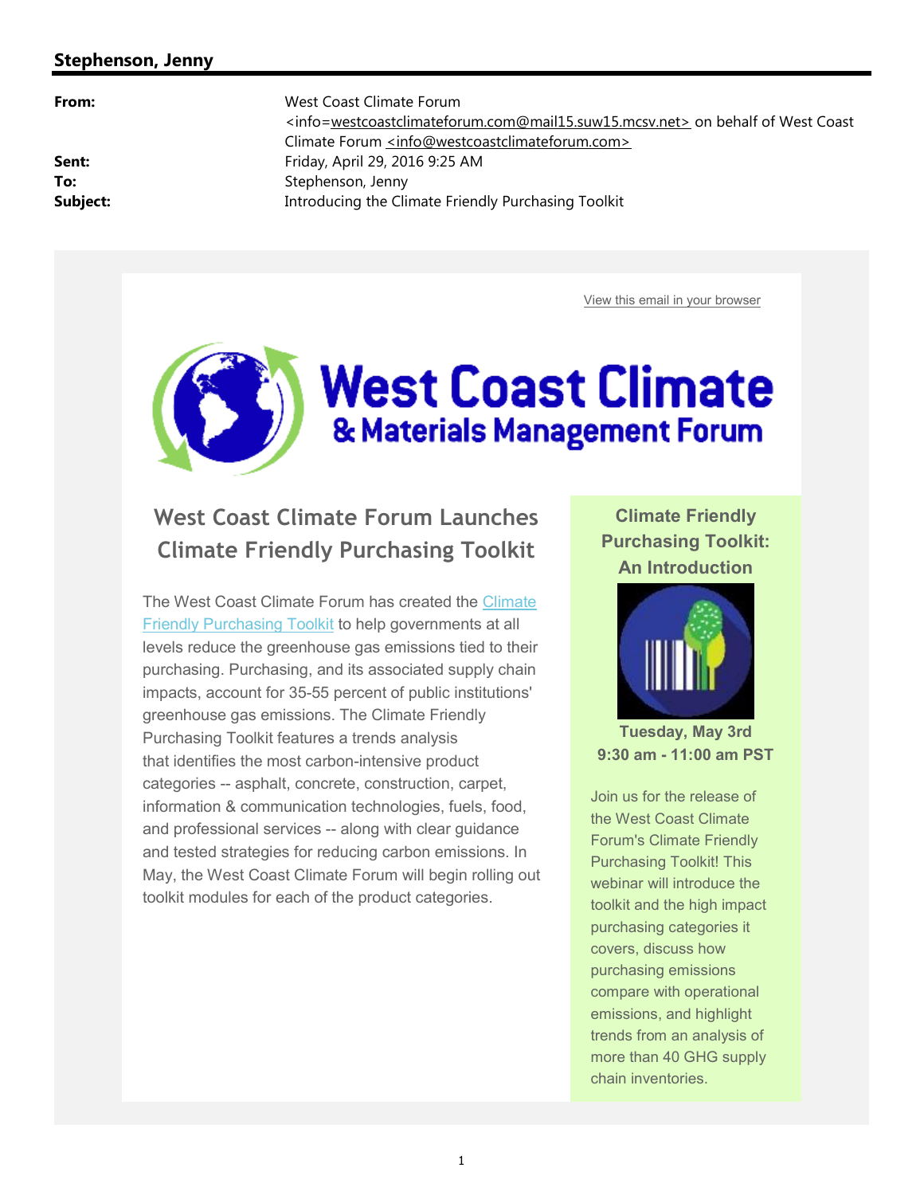## Stephenson, Jenny

| | |
|---|---|
| **From:** | West Coast Climate Forum <info=westcoastclimateforum.com@mail15.suw15.mcsv.net> on behalf of West Coast Climate Forum <info@westcoastclimateforum.com> |
| **Sent:** | Friday, April 29, 2016 9:25 AM |
| **To:** | Stephenson, Jenny |
| **Subject:** | Introducing the Climate Friendly Purchasing Toolkit |

View this email in your browser

**West Coast Climate & Materials Management Forum**

# West Coast Climate Forum Launches Climate Friendly Purchasing Toolkit

The West Coast Climate Forum has created the Climate Friendly Purchasing Toolkit to help governments at all levels reduce the greenhouse gas emissions tied to their purchasing. Purchasing, and its associated supply chain impacts, account for 35-55 percent of public institutions' greenhouse gas emissions. The Climate Friendly Purchasing Toolkit features a trends analysis that identifies the most carbon-intensive product categories -- asphalt, concrete, construction, carpet, information & communication technologies, fuels, food, and professional services -- along with clear guidance and tested strategies for reducing carbon emissions. In May, the West Coast Climate Forum will begin rolling out toolkit modules for each of the product categories.

### Climate Friendly Purchasing Toolkit: An Introduction

**Tuesday, May 3rd**
**9:30 am - 11:00 am PST**

Join us for the release of the West Coast Climate Forum's Climate Friendly Purchasing Toolkit! This webinar will introduce the toolkit and the high impact purchasing categories it covers, discuss how purchasing emissions compare with operational emissions, and highlight trends from an analysis of more than 40 GHG supply chain inventories.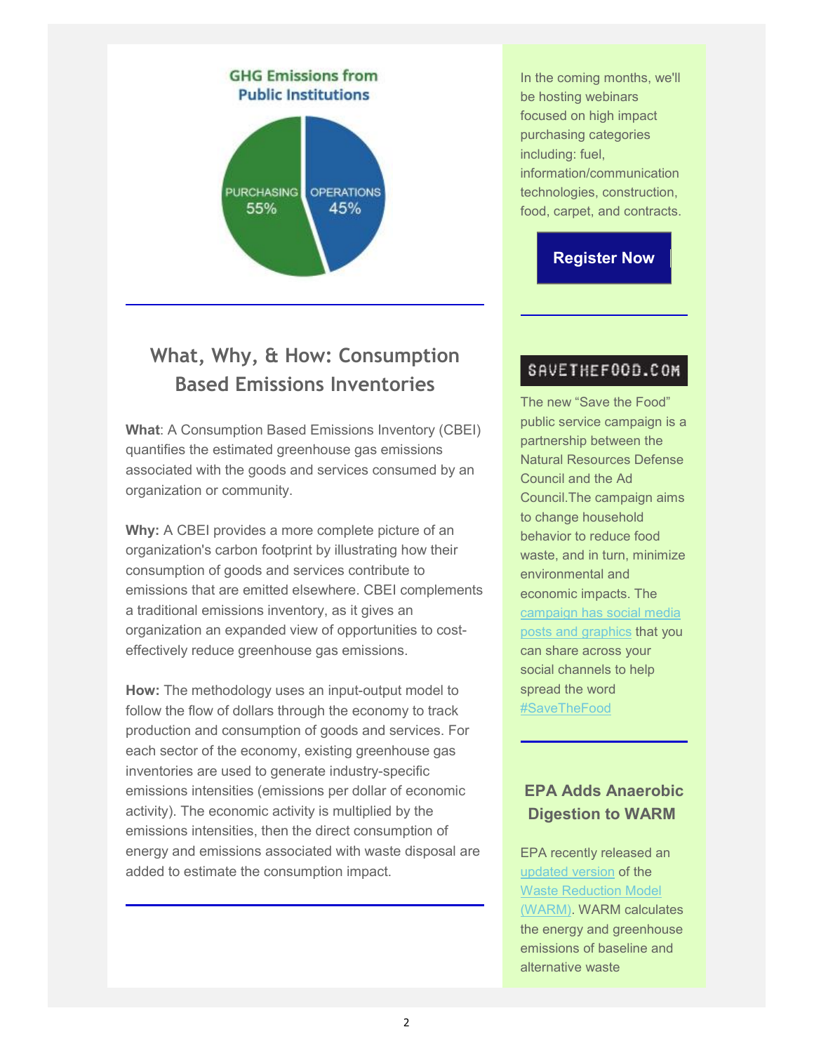GHG Emissions from Public Institutions

PURCHASING 55%

OPERATIONS 45%

---

## What, Why, & How: Consumption Based Emissions Inventories

**What**: A Consumption Based Emissions Inventory (CBEI) quantifies the estimated greenhouse gas emissions associated with the goods and services consumed by an organization or community.

**Why:** A CBEI provides a more complete picture of an organization's carbon footprint by illustrating how their consumption of goods and services contribute to emissions that are emitted elsewhere. CBEI complements a traditional emissions inventory, as it gives an organization an expanded view of opportunities to cost-effectively reduce greenhouse gas emissions.

**How:** The methodology uses an input-output model to follow the flow of dollars through the economy to track production and consumption of goods and services. For each sector of the economy, existing greenhouse gas inventories are used to generate industry-specific emissions intensities (emissions per dollar of economic activity). The economic activity is multiplied by the emissions intensities, then the direct consumption of energy and emissions associated with waste disposal are added to estimate the consumption impact.

---

In the coming months, we'll be hosting webinars focused on high impact purchasing categories including: fuel, information/communication technologies, construction, food, carpet, and contracts.

**Register Now**

---

SAVETHEFOOD.COM

The new "Save the Food" public service campaign is a partnership between the Natural Resources Defense Council and the Ad Council.The campaign aims to change household behavior to reduce food waste, and in turn, minimize environmental and economic impacts. The campaign has social media posts and graphics that you can share across your social channels to help spread the word #SaveTheFood

---

### EPA Adds Anaerobic Digestion to WARM

EPA recently released an updated version of the Waste Reduction Model (WARM). WARM calculates the energy and greenhouse emissions of baseline and alternative waste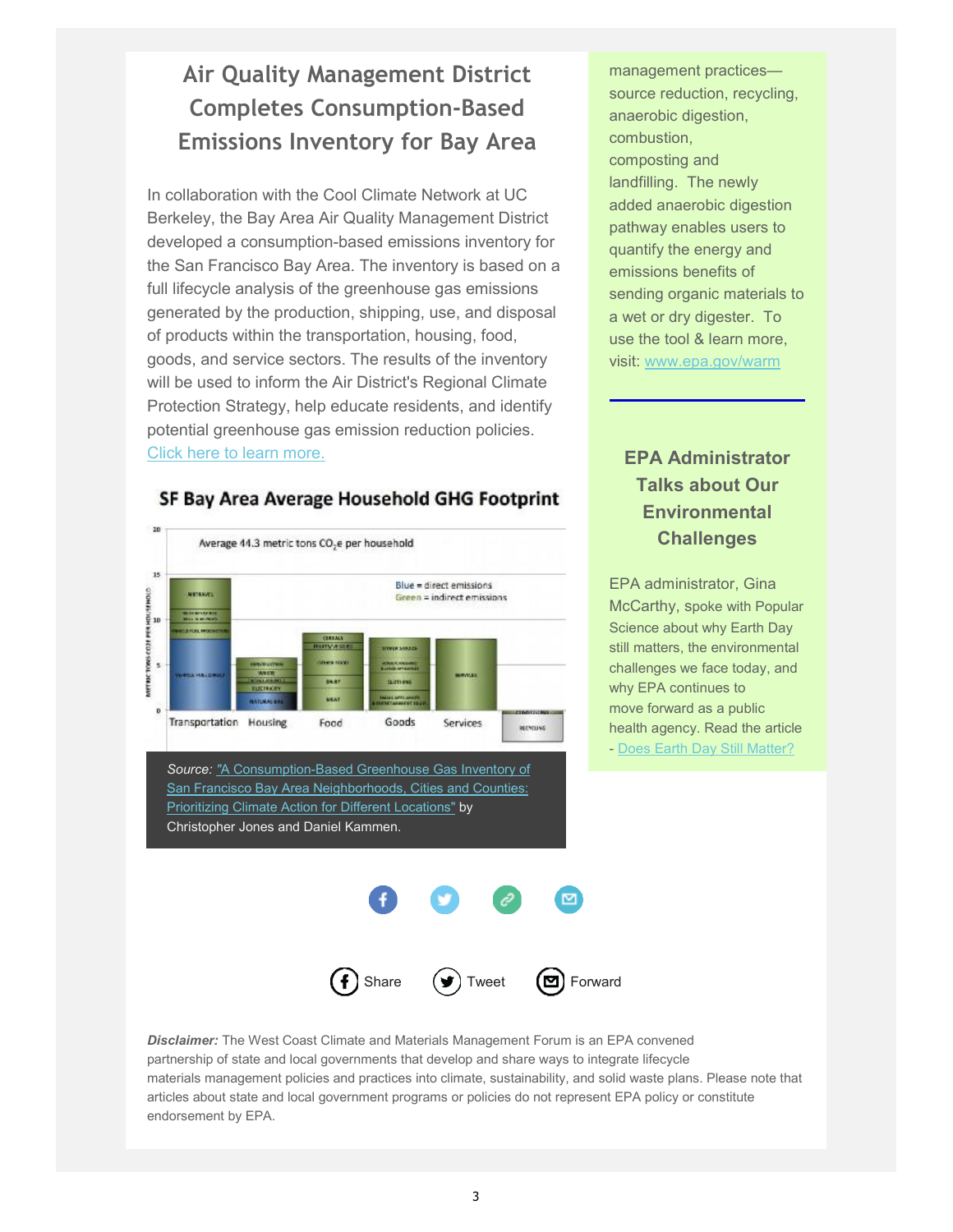## Air Quality Management District Completes Consumption-Based Emissions Inventory for Bay Area

In collaboration with the Cool Climate Network at UC Berkeley, the Bay Area Air Quality Management District developed a consumption-based emissions inventory for the San Francisco Bay Area. The inventory is based on a full lifecycle analysis of the greenhouse gas emissions generated by the production, shipping, use, and disposal of products within the transportation, housing, food, goods, and service sectors. The results of the inventory will be used to inform the Air District's Regional Climate Protection Strategy, help educate residents, and identify potential greenhouse gas emission reduction policies. Click here to learn more.

**SF Bay Area Average Household GHG Footprint**

Average 44.3 metric tons $CO_2e$ per household

Blue = direct emissions
Green = indirect emissions

Transportation, Housing, Food, Goods, Services

*Source:* "A Consumption-Based Greenhouse Gas Inventory of San Francisco Bay Area Neighborhoods, Cities and Counties: Prioritizing Climate Action for Different Locations" by Christopher Jones and Daniel Kammen.

management practices—source reduction, recycling, anaerobic digestion, combustion, composting and landfilling. The newly added anaerobic digestion pathway enables users to quantify the energy and emissions benefits of sending organic materials to a wet or dry digester. To use the tool & learn more, visit: www.epa.gov/warm

---

### EPA Administrator Talks about Our Environmental Challenges

EPA administrator, Gina McCarthy, spoke with Popular Science about why Earth Day still matters, the environmental challenges we face today, and why EPA continues to move forward as a public health agency. Read the article - Does Earth Day Still Matter?

Share Tweet Forward

***Disclaimer:*** The West Coast Climate and Materials Management Forum is an EPA convened partnership of state and local governments that develop and share ways to integrate lifecycle materials management policies and practices into climate, sustainability, and solid waste plans. Please note that articles about state and local government programs or policies do not represent EPA policy or constitute endorsement by EPA.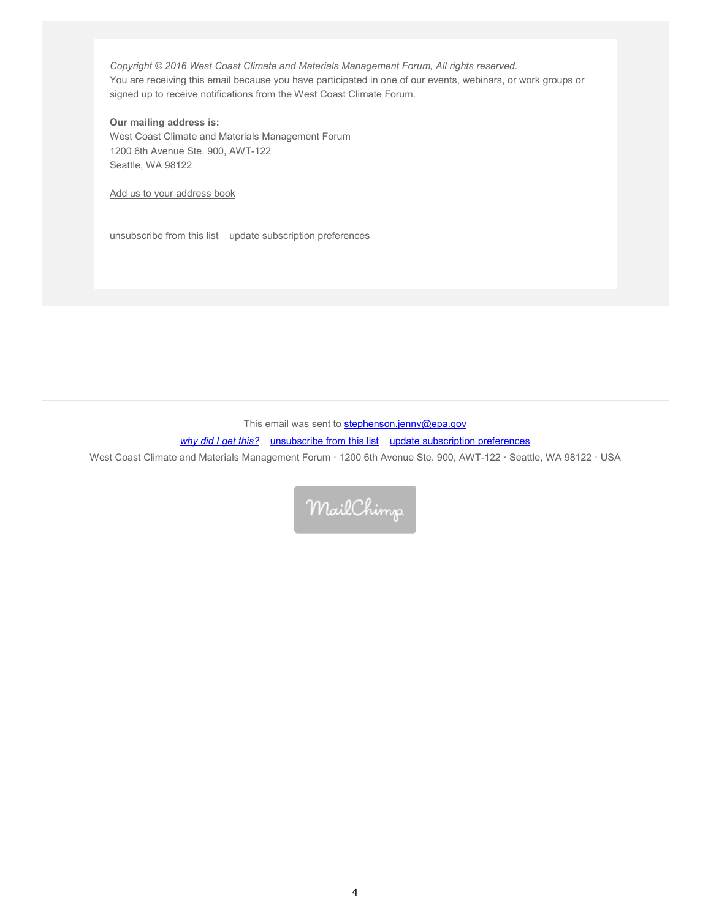*Copyright © 2016 West Coast Climate and Materials Management Forum, All rights reserved.*
You are receiving this email because you have participated in one of our events, webinars, or work groups or signed up to receive notifications from the West Coast Climate Forum.

**Our mailing address is:**
West Coast Climate and Materials Management Forum
1200 6th Avenue Ste. 900, AWT-122
Seattle, WA 98122

Add us to your address book

unsubscribe from this list    update subscription preferences

This email was sent to stephenson.jenny@epa.gov

*why did I get this?*    unsubscribe from this list    update subscription preferences

West Coast Climate and Materials Management Forum · 1200 6th Avenue Ste. 900, AWT-122 · Seattle, WA 98122 · USA

MailChimp